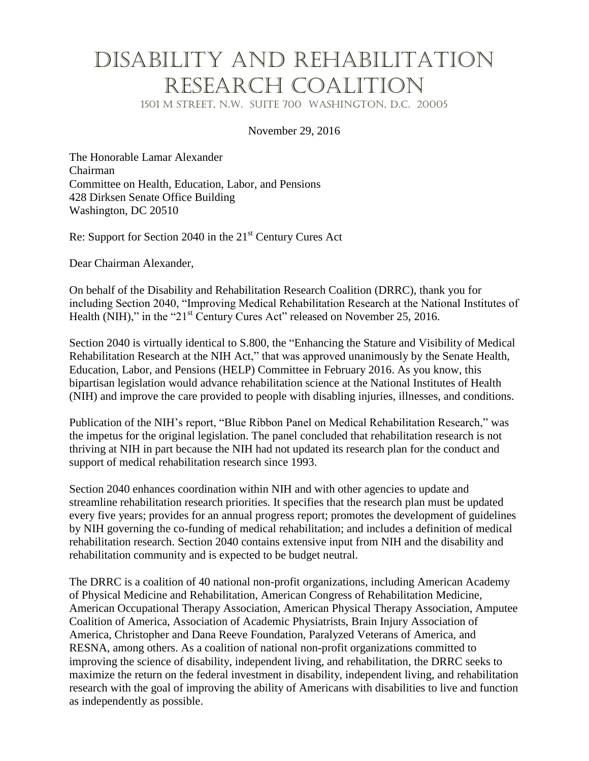# DISABILITY AND REHABILITATION RESEARCH COALITION

1501 M STREET, N.W. SUITE 700 WASHINGTON, D.C. 20005

November 29, 2016

The Honorable Lamar Alexander
Chairman
Committee on Health, Education, Labor, and Pensions
428 Dirksen Senate Office Building
Washington, DC 20510

Re: Support for Section 2040 in the 21st Century Cures Act

Dear Chairman Alexander,

On behalf of the Disability and Rehabilitation Research Coalition (DRRC), thank you for including Section 2040, "Improving Medical Rehabilitation Research at the National Institutes of Health (NIH)," in the "21st Century Cures Act" released on November 25, 2016.

Section 2040 is virtually identical to S.800, the "Enhancing the Stature and Visibility of Medical Rehabilitation Research at the NIH Act," that was approved unanimously by the Senate Health, Education, Labor, and Pensions (HELP) Committee in February 2016. As you know, this bipartisan legislation would advance rehabilitation science at the National Institutes of Health (NIH) and improve the care provided to people with disabling injuries, illnesses, and conditions.

Publication of the NIH's report, "Blue Ribbon Panel on Medical Rehabilitation Research," was the impetus for the original legislation. The panel concluded that rehabilitation research is not thriving at NIH in part because the NIH had not updated its research plan for the conduct and support of medical rehabilitation research since 1993.

Section 2040 enhances coordination within NIH and with other agencies to update and streamline rehabilitation research priorities. It specifies that the research plan must be updated every five years; provides for an annual progress report; promotes the development of guidelines by NIH governing the co-funding of medical rehabilitation; and includes a definition of medical rehabilitation research. Section 2040 contains extensive input from NIH and the disability and rehabilitation community and is expected to be budget neutral.

The DRRC is a coalition of 40 national non-profit organizations, including American Academy of Physical Medicine and Rehabilitation, American Congress of Rehabilitation Medicine, American Occupational Therapy Association, American Physical Therapy Association, Amputee Coalition of America, Association of Academic Physiatrists, Brain Injury Association of America, Christopher and Dana Reeve Foundation, Paralyzed Veterans of America, and RESNA, among others. As a coalition of national non-profit organizations committed to improving the science of disability, independent living, and rehabilitation, the DRRC seeks to maximize the return on the federal investment in disability, independent living, and rehabilitation research with the goal of improving the ability of Americans with disabilities to live and function as independently as possible.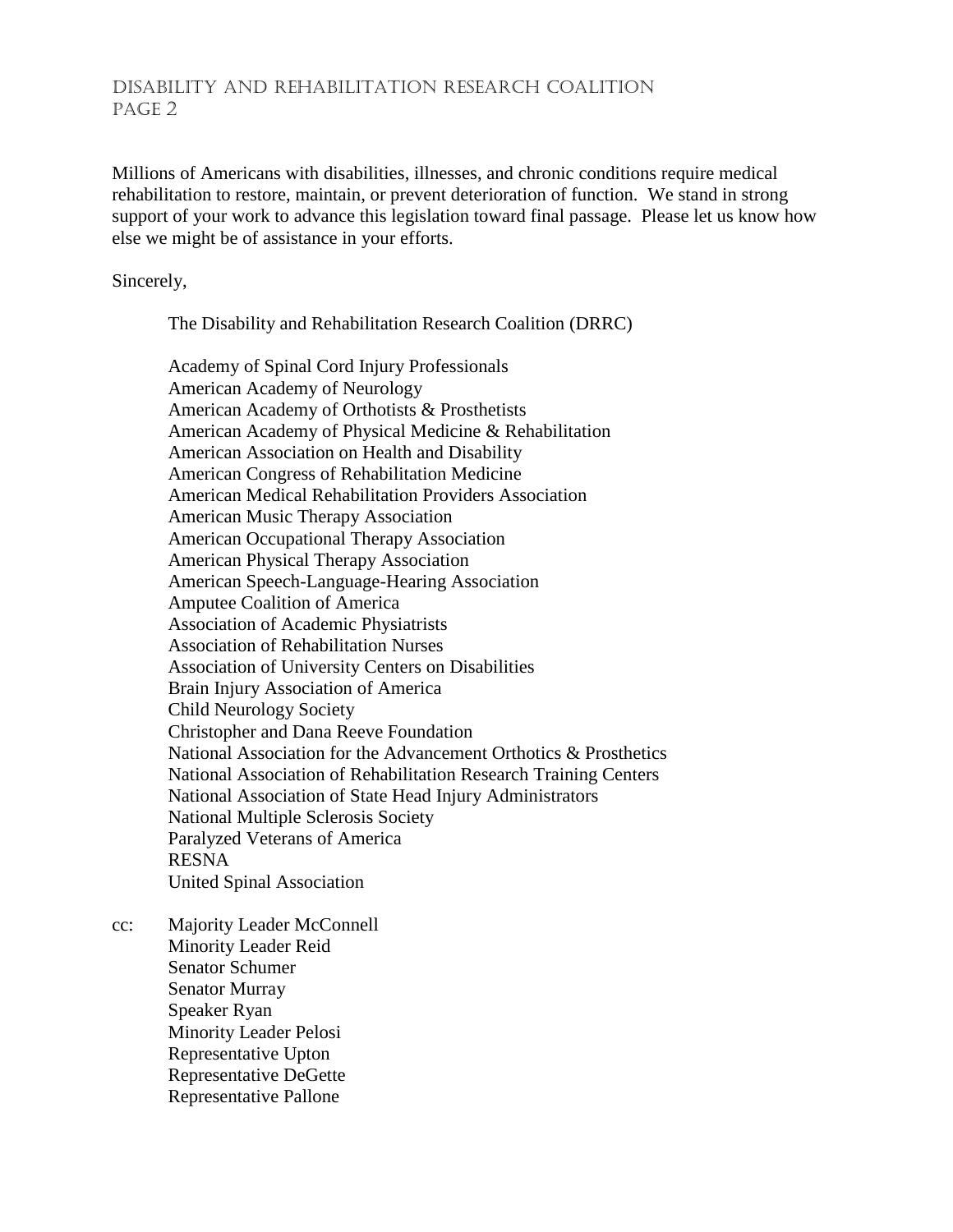Millions of Americans with disabilities, illnesses, and chronic conditions require medical rehabilitation to restore, maintain, or prevent deterioration of function. We stand in strong support of your work to advance this legislation toward final passage. Please let us know how else we might be of assistance in your efforts.

Sincerely,

The Disability and Rehabilitation Research Coalition (DRRC)

Academy of Spinal Cord Injury Professionals
American Academy of Neurology
American Academy of Orthotists & Prosthetists
American Academy of Physical Medicine & Rehabilitation
American Association on Health and Disability
American Congress of Rehabilitation Medicine
American Medical Rehabilitation Providers Association
American Music Therapy Association
American Occupational Therapy Association
American Physical Therapy Association
American Speech-Language-Hearing Association
Amputee Coalition of America
Association of Academic Physiatrists
Association of Rehabilitation Nurses
Association of University Centers on Disabilities
Brain Injury Association of America
Child Neurology Society
Christopher and Dana Reeve Foundation
National Association for the Advancement Orthotics & Prosthetics
National Association of Rehabilitation Research Training Centers
National Association of State Head Injury Administrators
National Multiple Sclerosis Society
Paralyzed Veterans of America
RESNA
United Spinal Association

cc: Majority Leader McConnell
Minority Leader Reid
Senator Schumer
Senator Murray
Speaker Ryan
Minority Leader Pelosi
Representative Upton
Representative DeGette
Representative Pallone